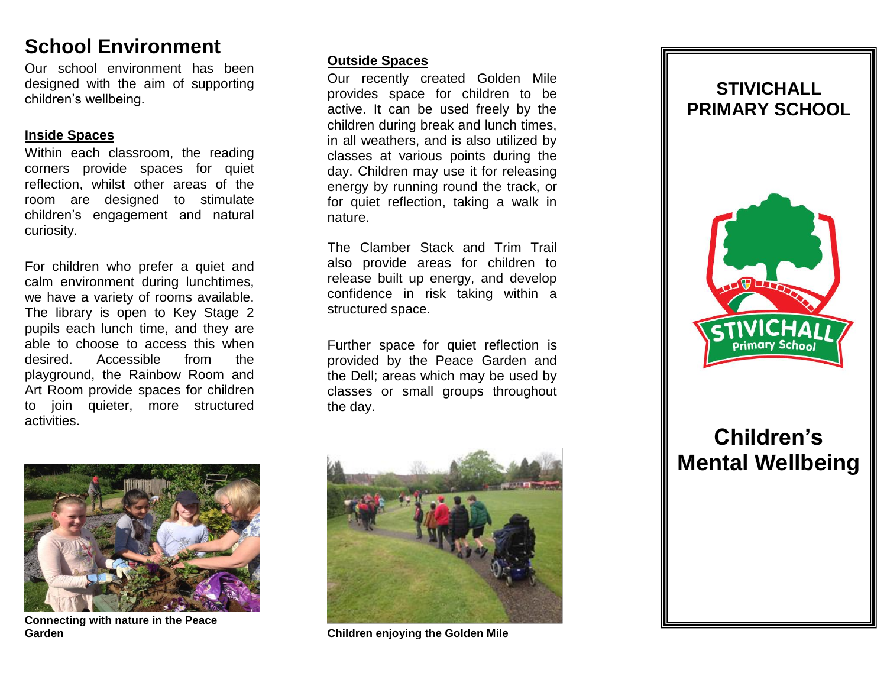## School Environment

Our school environment has been designed with the aim of supporting children's wellbeing.

**Inside Spaces**

Within each classroom, the reading corners provide spaces for quiet reflection, whilst other areas of the room are designed to stimulate children's engagement and natural curiosity.

For children who prefer a quiet and calm environment during lunchtimes, we have a variety of rooms available. The library is open to Key Stage 2 pupils each lunch time, and they are able to choose to access this when desired. Accessible from the playground, the Rainbow Room and Art Room provide spaces for children to join quieter, more structured activities.

**Connecting with nature in the Peace Garden**

**Outside Spaces**

Our recently created Golden Mile provides space for children to be active. It can be used freely by the children during break and lunch times, in all weathers, and is also utilized by classes at various points during the day. Children may use it for releasing energy by running round the track, or for quiet reflection, taking a walk in nature.

The Clamber Stack and Trim Trail also provide areas for children to release built up energy, and develop confidence in risk taking within a structured space.

Further space for quiet reflection is provided by the Peace Garden and the Dell; areas which may be used by classes or small groups throughout the day.

**Children enjoying the Golden Mile**

## STIVICHALL PRIMARY SCHOOL

# Children's Mental Wellbeing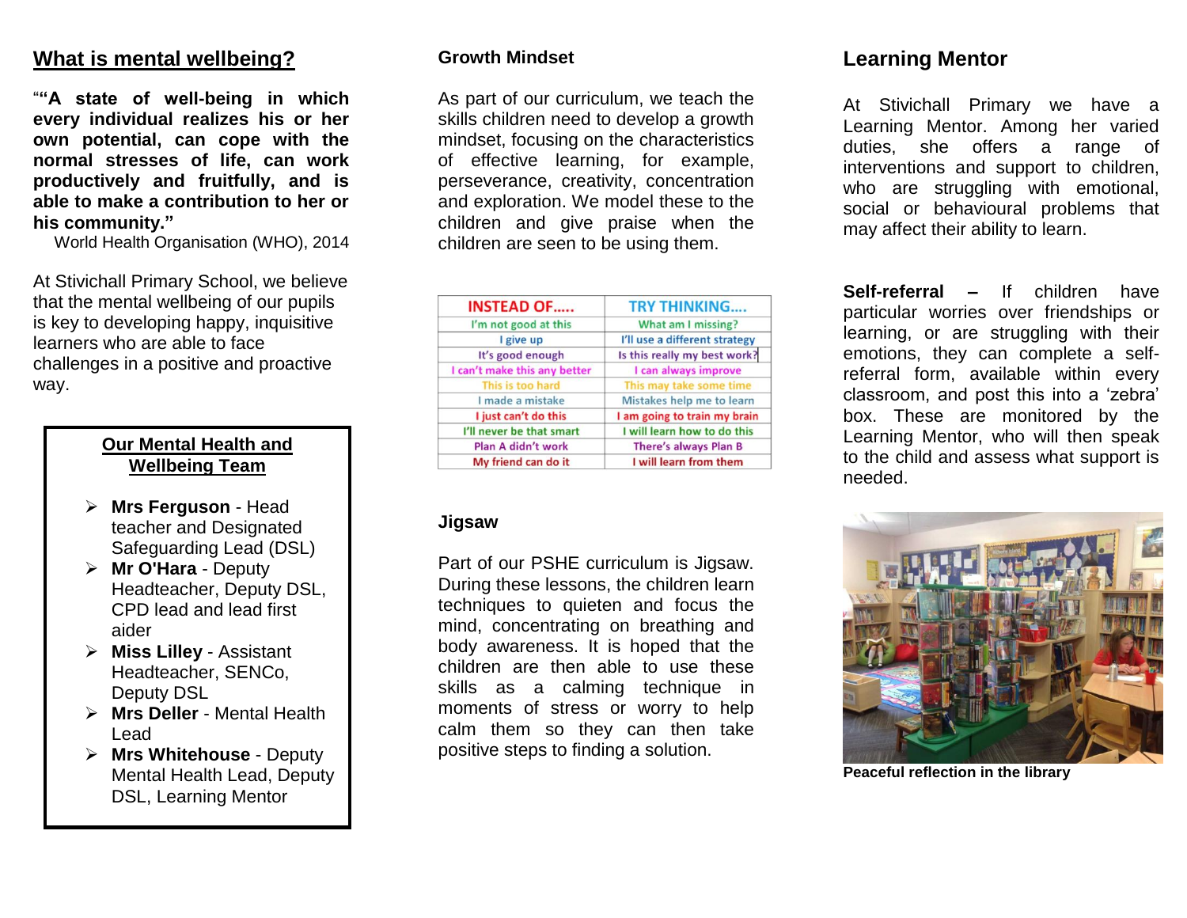## What is mental wellbeing?

""**A state of well-being in which every individual realizes his or her own potential, can cope with the normal stresses of life, can work productively and fruitfully, and is able to make a contribution to her or his community.**"

World Health Organisation (WHO), 2014

At Stivichall Primary School, we believe that the mental wellbeing of our pupils is key to developing happy, inquisitive learners who are able to face challenges in a positive and proactive way.

### Our Mental Health and Wellbeing Team

- **Mrs Ferguson** - Head teacher and Designated Safeguarding Lead (DSL)
- **Mr O'Hara** - Deputy Headteacher, Deputy DSL, CPD lead and lead first aider
- **Miss Lilley** - Assistant Headteacher, SENCo, Deputy DSL
- **Mrs Deller** - Mental Health Lead
- **Mrs Whitehouse** - Deputy Mental Health Lead, Deputy DSL, Learning Mentor

### Growth Mindset

As part of our curriculum, we teach the skills children need to develop a growth mindset, focusing on the characteristics of effective learning, for example, perseverance, creativity, concentration and exploration. We model these to the children and give praise when the children are seen to be using them.

| INSTEAD OF..... | TRY THINKING.... |
|---|---|
| I'm not good at this | What am I missing? |
| I give up | I'll use a different strategy |
| It's good enough | Is this really my best work? |
| I can't make this any better | I can always improve |
| This is too hard | This may take some time |
| I made a mistake | Mistakes help me to learn |
| I just can't do this | I am going to train my brain |
| I'll never be that smart | I will learn how to do this |
| Plan A didn't work | There's always Plan B |
| My friend can do it | I will learn from them |

### Jigsaw

Part of our PSHE curriculum is Jigsaw. During these lessons, the children learn techniques to quieten and focus the mind, concentrating on breathing and body awareness. It is hoped that the children are then able to use these skills as a calming technique in moments of stress or worry to help calm them so they can then take positive steps to finding a solution.

## Learning Mentor

At Stivichall Primary we have a Learning Mentor. Among her varied duties, she offers a range of interventions and support to children, who are struggling with emotional, social or behavioural problems that may affect their ability to learn.

**Self-referral –** If children have particular worries over friendships or learning, or are struggling with their emotions, they can complete a self-referral form, available within every classroom, and post this into a 'zebra' box. These are monitored by the Learning Mentor, who will then speak to the child and assess what support is needed.

**Peaceful reflection in the library**